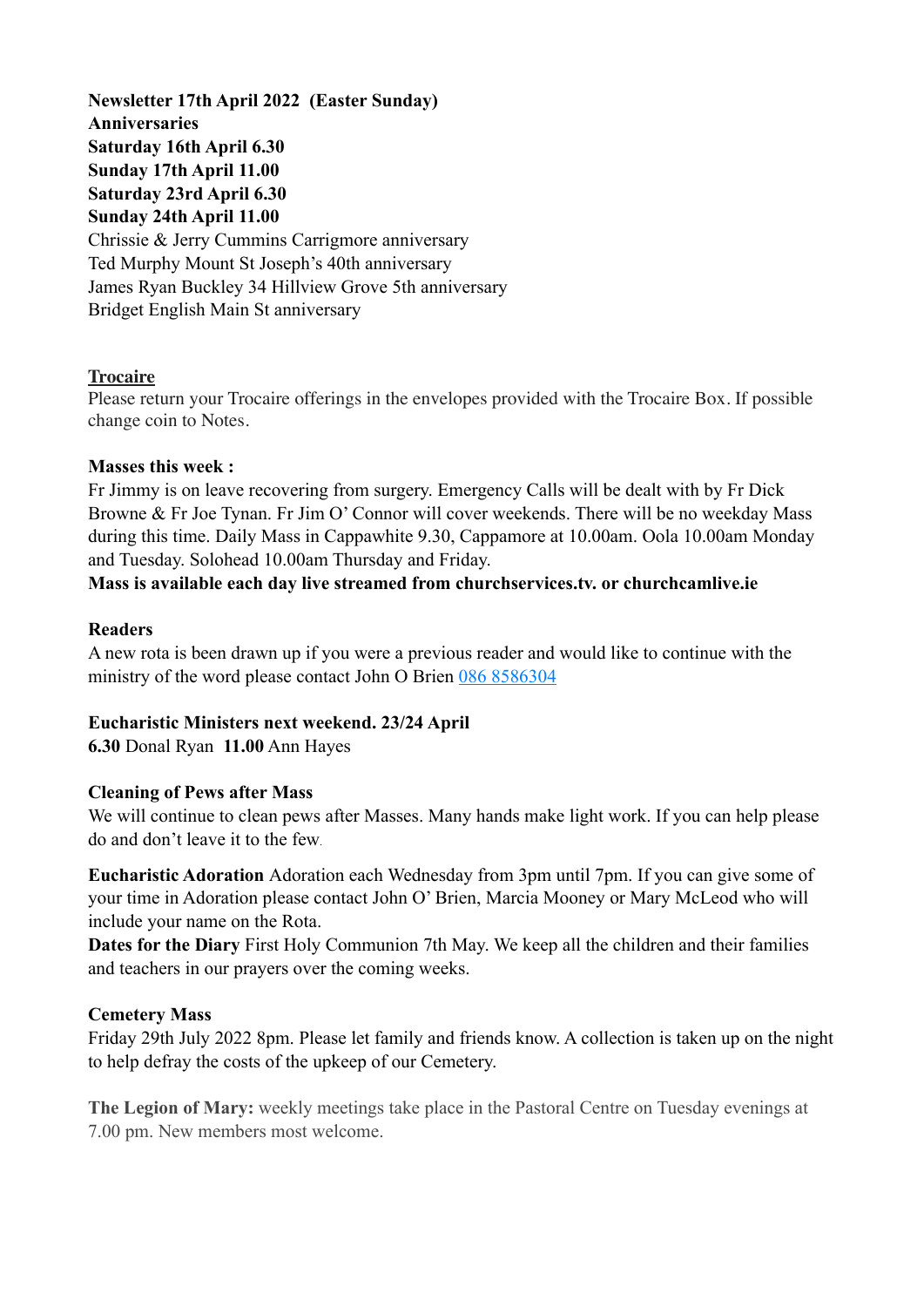**Newsletter 17th April 2022 (Easter Sunday)**
**Anniversaries**
**Saturday 16th April 6.30**
**Sunday 17th April 11.00**
**Saturday 23rd April 6.30**
**Sunday 24th April 11.00**
Chrissie & Jerry Cummins Carrigmore anniversary
Ted Murphy Mount St Joseph's 40th anniversary
James Ryan Buckley 34 Hillview Grove 5th anniversary
Bridget English Main St anniversary

**Trocaire**
Please return your Trocaire offerings in the envelopes provided with the Trocaire Box. If possible change coin to Notes.

**Masses this week :**
Fr Jimmy is on leave recovering from surgery. Emergency Calls will be dealt with by Fr Dick Browne & Fr Joe Tynan. Fr Jim O' Connor will cover weekends. There will be no weekday Mass during this time. Daily Mass in Cappawhite 9.30, Cappamore at 10.00am. Oola 10.00am Monday and Tuesday. Solohead 10.00am Thursday and Friday.
**Mass is available each day live streamed from churchservices.tv. or churchcamlive.ie**

**Readers**
A new rota is been drawn up if you were a previous reader and would like to continue with the ministry of the word please contact John O Brien 086 8586304

**Eucharistic Ministers next weekend. 23/24 April**
**6.30** Donal Ryan **11.00** Ann Hayes

**Cleaning of Pews after Mass**
We will continue to clean pews after Masses. Many hands make light work. If you can help please do and don't leave it to the few.

**Eucharistic Adoration** Adoration each Wednesday from 3pm until 7pm. If you can give some of your time in Adoration please contact John O' Brien, Marcia Mooney or Mary McLeod who will include your name on the Rota.
**Dates for the Diary** First Holy Communion 7th May. We keep all the children and their families and teachers in our prayers over the coming weeks.

**Cemetery Mass**
Friday 29th July 2022 8pm. Please let family and friends know. A collection is taken up on the night to help defray the costs of the upkeep of our Cemetery.

**The Legion of Mary:** weekly meetings take place in the Pastoral Centre on Tuesday evenings at 7.00 pm. New members most welcome.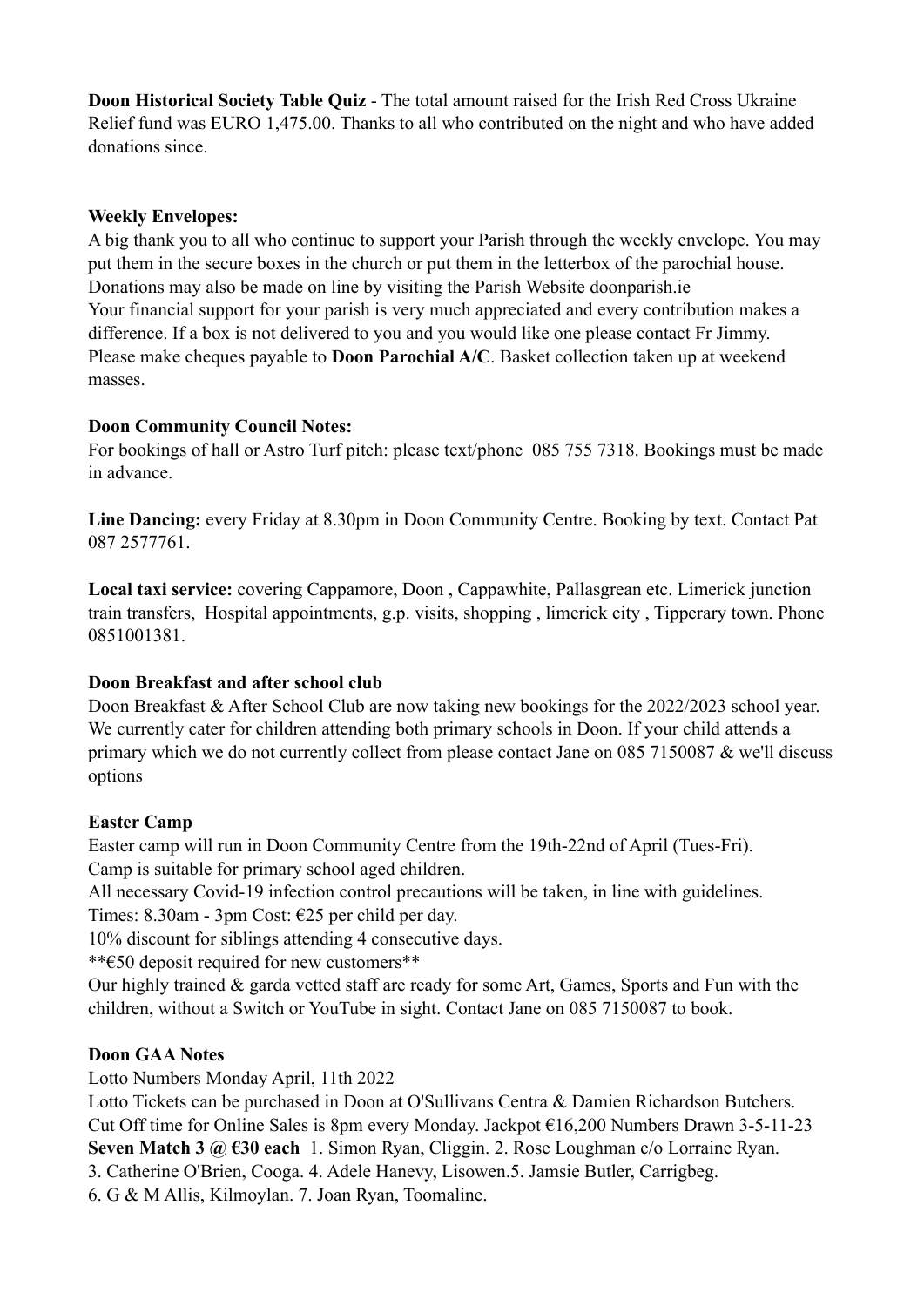**Doon Historical Society Table Quiz** - The total amount raised for the Irish Red Cross Ukraine Relief fund was EURO 1,475.00. Thanks to all who contributed on the night and who have added donations since.

**Weekly Envelopes:**
A big thank you to all who continue to support your Parish through the weekly envelope. You may put them in the secure boxes in the church or put them in the letterbox of the parochial house. Donations may also be made on line by visiting the Parish Website doonparish.ie
Your financial support for your parish is very much appreciated and every contribution makes a difference. If a box is not delivered to you and you would like one please contact Fr Jimmy. Please make cheques payable to **Doon Parochial A/C**. Basket collection taken up at weekend masses.

**Doon Community Council Notes:**
For bookings of hall or Astro Turf pitch: please text/phone 085 755 7318. Bookings must be made in advance.

**Line Dancing:** every Friday at 8.30pm in Doon Community Centre. Booking by text. Contact Pat 087 2577761.

**Local taxi service:** covering Cappamore, Doon , Cappawhite, Pallasgrean etc. Limerick junction train transfers, Hospital appointments, g.p. visits, shopping , limerick city , Tipperary town. Phone 0851001381.

**Doon Breakfast and after school club**
Doon Breakfast & After School Club are now taking new bookings for the 2022/2023 school year. We currently cater for children attending both primary schools in Doon. If your child attends a primary which we do not currently collect from please contact Jane on 085 7150087 & we'll discuss options

**Easter Camp**
Easter camp will run in Doon Community Centre from the 19th-22nd of April (Tues-Fri).
Camp is suitable for primary school aged children.
All necessary Covid-19 infection control precautions will be taken, in line with guidelines.
Times: 8.30am - 3pm Cost: €25 per child per day.
10% discount for siblings attending 4 consecutive days.
**€50 deposit required for new customers**
Our highly trained & garda vetted staff are ready for some Art, Games, Sports and Fun with the children, without a Switch or YouTube in sight. Contact Jane on 085 7150087 to book.

**Doon GAA Notes**
Lotto Numbers Monday April, 11th 2022
Lotto Tickets can be purchased in Doon at O'Sullivans Centra & Damien Richardson Butchers. Cut Off time for Online Sales is 8pm every Monday. Jackpot €16,200 Numbers Drawn 3-5-11-23
**Seven Match 3 @ €30 each** 1. Simon Ryan, Cliggin. 2. Rose Loughman c/o Lorraine Ryan. 3. Catherine O'Brien, Cooga. 4. Adele Hanevy, Lisowen.5. Jamsie Butler, Carrigbeg. 6. G & M Allis, Kilmoylan. 7. Joan Ryan, Toomaline.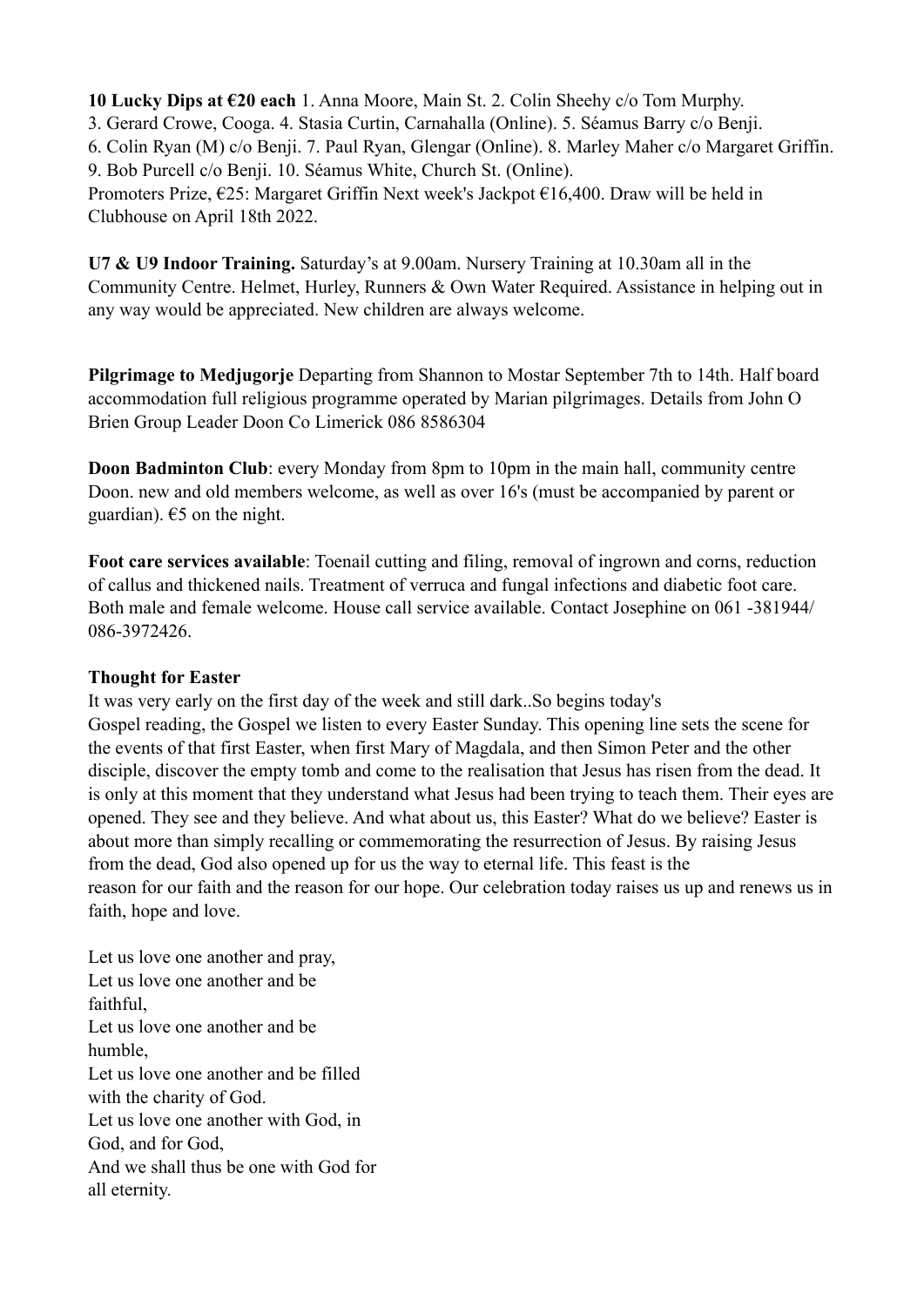**10 Lucky Dips at €20 each** 1. Anna Moore, Main St. 2. Colin Sheehy c/o Tom Murphy. 3. Gerard Crowe, Cooga. 4. Stasia Curtin, Carnahalla (Online). 5. Séamus Barry c/o Benji. 6. Colin Ryan (M) c/o Benji. 7. Paul Ryan, Glengar (Online). 8. Marley Maher c/o Margaret Griffin. 9. Bob Purcell c/o Benji. 10. Séamus White, Church St. (Online).
Promoters Prize, €25: Margaret Griffin Next week's Jackpot €16,400. Draw will be held in Clubhouse on April 18th 2022.

**U7 & U9 Indoor Training.** Saturday's at 9.00am. Nursery Training at 10.30am all in the Community Centre. Helmet, Hurley, Runners & Own Water Required. Assistance in helping out in any way would be appreciated. New children are always welcome.

**Pilgrimage to Medjugorje** Departing from Shannon to Mostar September 7th to 14th. Half board accommodation full religious programme operated by Marian pilgrimages. Details from John O Brien Group Leader Doon Co Limerick 086 8586304

**Doon Badminton Club**: every Monday from 8pm to 10pm in the main hall, community centre Doon. new and old members welcome, as well as over 16's (must be accompanied by parent or guardian). €5 on the night.

**Foot care services available**: Toenail cutting and filing, removal of ingrown and corns, reduction of callus and thickened nails. Treatment of verruca and fungal infections and diabetic foot care. Both male and female welcome. House call service available. Contact Josephine on 061 -381944/ 086-3972426.

**Thought for Easter**

It was very early on the first day of the week and still dark..So begins today's Gospel reading, the Gospel we listen to every Easter Sunday. This opening line sets the scene for the events of that first Easter, when first Mary of Magdala, and then Simon Peter and the other disciple, discover the empty tomb and come to the realisation that Jesus has risen from the dead. It is only at this moment that they understand what Jesus had been trying to teach them. Their eyes are opened. They see and they believe. And what about us, this Easter? What do we believe? Easter is about more than simply recalling or commemorating the resurrection of Jesus. By raising Jesus from the dead, God also opened up for us the way to eternal life. This feast is the reason for our faith and the reason for our hope. Our celebration today raises us up and renews us in faith, hope and love.

Let us love one another and pray,
Let us love one another and be faithful,
Let us love one another and be humble,
Let us love one another and be filled with the charity of God.
Let us love one another with God, in God, and for God,
And we shall thus be one with God for all eternity.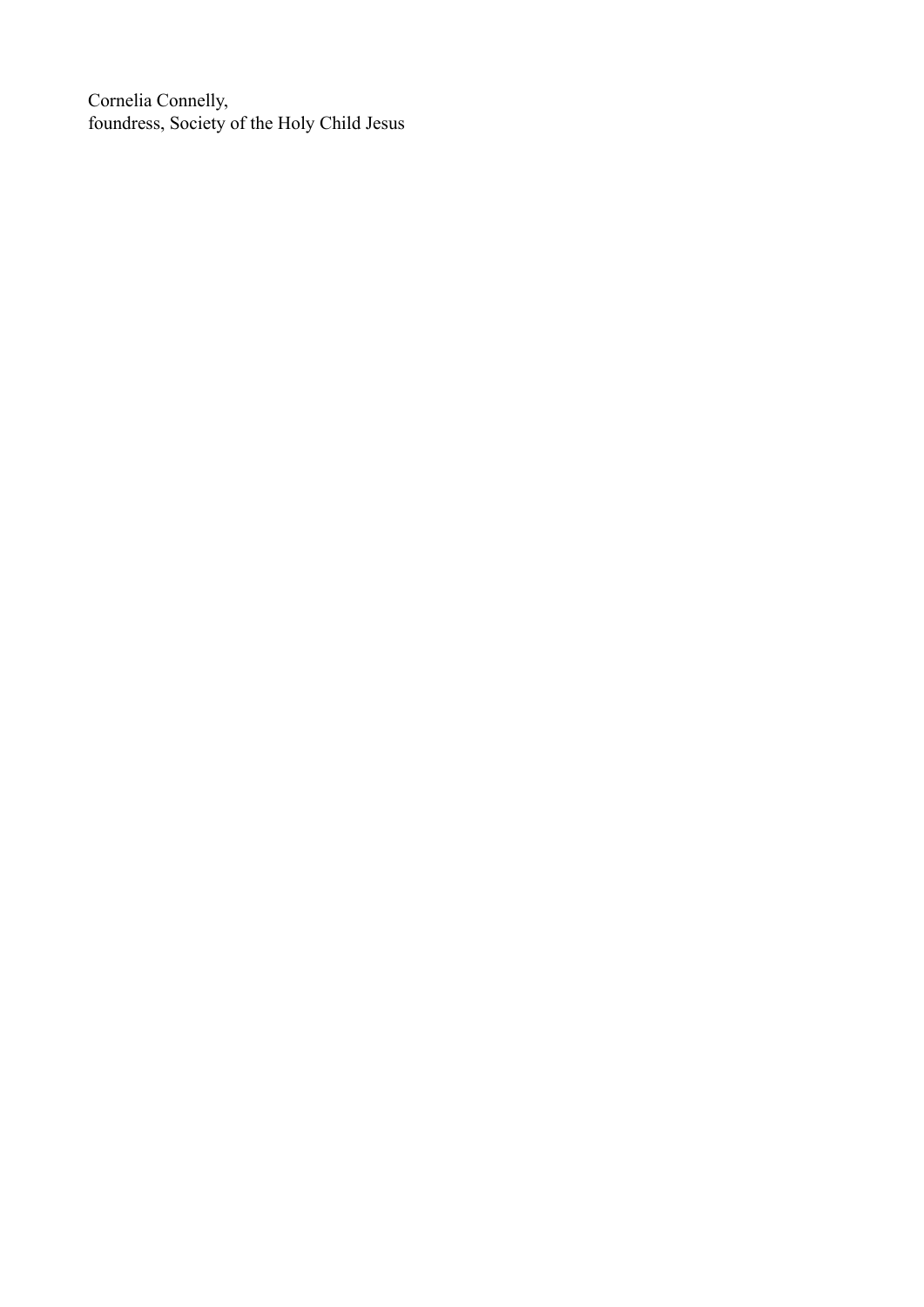Cornelia Connelly,
foundress, Society of the Holy Child Jesus